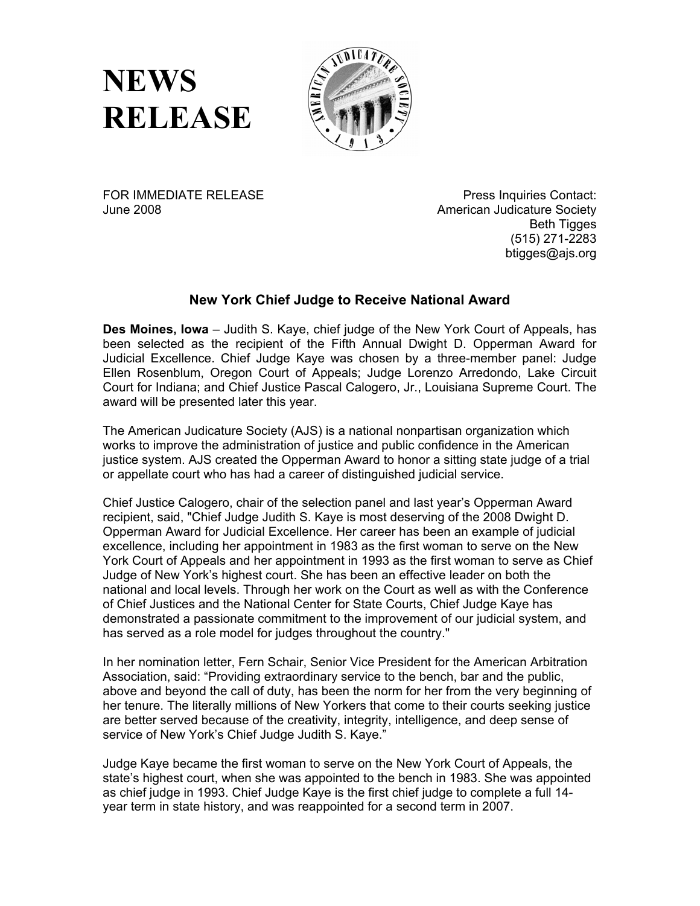# NEWS RELEASE

FOR IMMEDIATE RELEASE
June 2008

Press Inquiries Contact:
American Judicature Society
Beth Tigges
(515) 271-2283
btigges@ajs.org

### New York Chief Judge to Receive National Award

**Des Moines, Iowa** – Judith S. Kaye, chief judge of the New York Court of Appeals, has been selected as the recipient of the Fifth Annual Dwight D. Opperman Award for Judicial Excellence. Chief Judge Kaye was chosen by a three-member panel: Judge Ellen Rosenblum, Oregon Court of Appeals; Judge Lorenzo Arredondo, Lake Circuit Court for Indiana; and Chief Justice Pascal Calogero, Jr., Louisiana Supreme Court. The award will be presented later this year.

The American Judicature Society (AJS) is a national nonpartisan organization which works to improve the administration of justice and public confidence in the American justice system. AJS created the Opperman Award to honor a sitting state judge of a trial or appellate court who has had a career of distinguished judicial service.

Chief Justice Calogero, chair of the selection panel and last year's Opperman Award recipient, said, "Chief Judge Judith S. Kaye is most deserving of the 2008 Dwight D. Opperman Award for Judicial Excellence. Her career has been an example of judicial excellence, including her appointment in 1983 as the first woman to serve on the New York Court of Appeals and her appointment in 1993 as the first woman to serve as Chief Judge of New York's highest court. She has been an effective leader on both the national and local levels. Through her work on the Court as well as with the Conference of Chief Justices and the National Center for State Courts, Chief Judge Kaye has demonstrated a passionate commitment to the improvement of our judicial system, and has served as a role model for judges throughout the country."

In her nomination letter, Fern Schair, Senior Vice President for the American Arbitration Association, said: "Providing extraordinary service to the bench, bar and the public, above and beyond the call of duty, has been the norm for her from the very beginning of her tenure. The literally millions of New Yorkers that come to their courts seeking justice are better served because of the creativity, integrity, intelligence, and deep sense of service of New York's Chief Judge Judith S. Kaye."

Judge Kaye became the first woman to serve on the New York Court of Appeals, the state's highest court, when she was appointed to the bench in 1983. She was appointed as chief judge in 1993. Chief Judge Kaye is the first chief judge to complete a full 14-year term in state history, and was reappointed for a second term in 2007.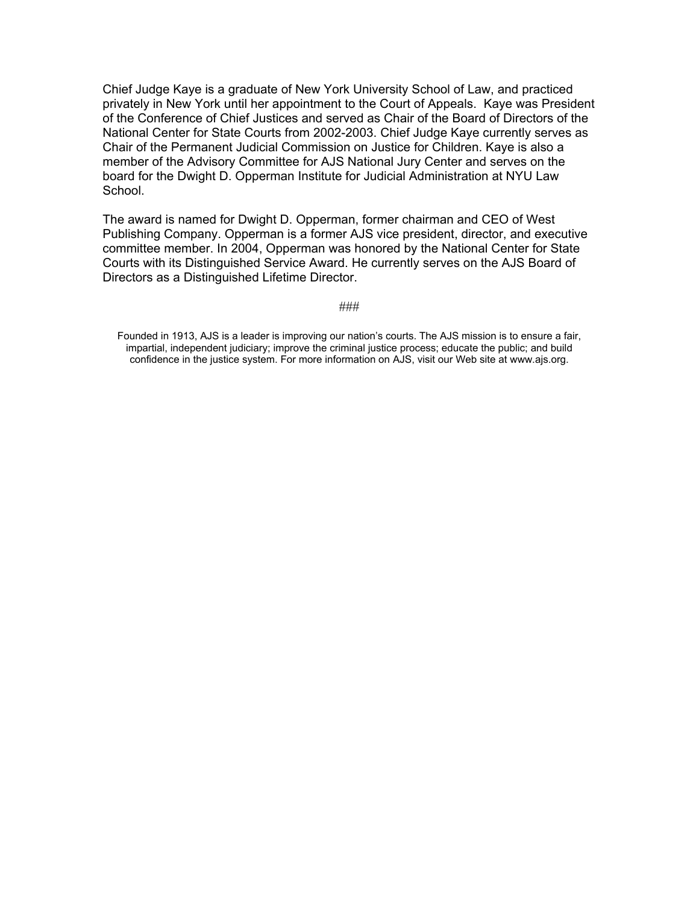Chief Judge Kaye is a graduate of New York University School of Law, and practiced privately in New York until her appointment to the Court of Appeals. Kaye was President of the Conference of Chief Justices and served as Chair of the Board of Directors of the National Center for State Courts from 2002-2003. Chief Judge Kaye currently serves as Chair of the Permanent Judicial Commission on Justice for Children. Kaye is also a member of the Advisory Committee for AJS National Jury Center and serves on the board for the Dwight D. Opperman Institute for Judicial Administration at NYU Law School.

The award is named for Dwight D. Opperman, former chairman and CEO of West Publishing Company. Opperman is a former AJS vice president, director, and executive committee member. In 2004, Opperman was honored by the National Center for State Courts with its Distinguished Service Award. He currently serves on the AJS Board of Directors as a Distinguished Lifetime Director.

###

Founded in 1913, AJS is a leader is improving our nation's courts. The AJS mission is to ensure a fair, impartial, independent judiciary; improve the criminal justice process; educate the public; and build confidence in the justice system. For more information on AJS, visit our Web site at www.ajs.org.